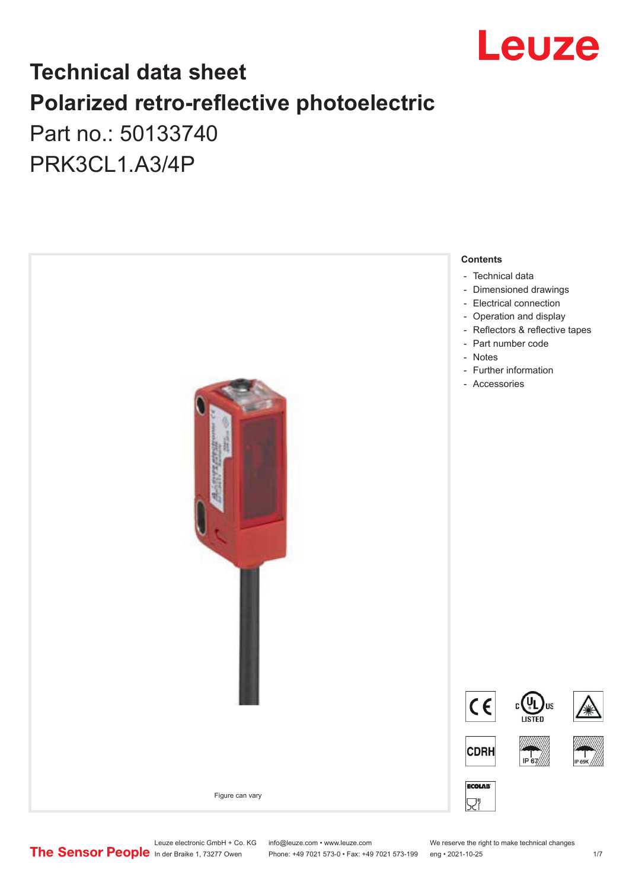# Technical data sheet
# Polarized retro-reflective photoelectric

Part no.: 50133740

PRK3CL1.A3/4P

Figure can vary

**Contents**

- Technical data
- Dimensioned drawings
- Electrical connection
- Operation and display
- Reflectors & reflective tapes
- Part number code
- Notes
- Further information
- Accessories

Leuze electronic GmbH + Co. KG
In der Braike 1, 73277 Owen

info@leuze.com • www.leuze.com
Phone: +49 7021 573-0 • Fax: +49 7021 573-199

We reserve the right to make technical changes
eng • 2021-10-25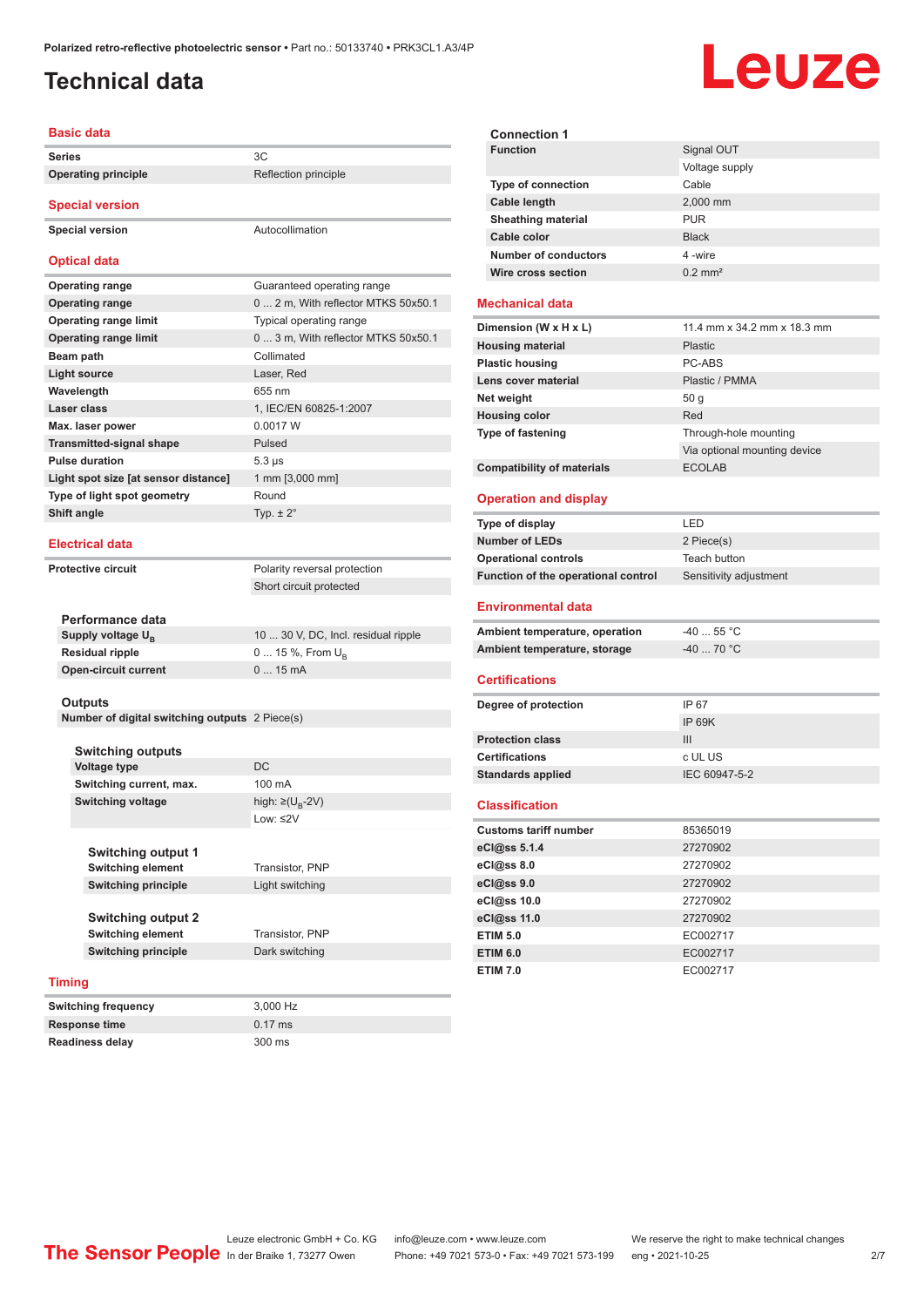Polarized retro-reflective photoelectric sensor • Part no.: 50133740 • PRK3CL1.A3/4P

# Technical data

## Basic data

| | |
|---|---|
| **Series** | 3C |
| **Operating principle** | Reflection principle |

## Special version

| | |
|---|---|
| **Special version** | Autocollimation |

## Optical data

| | |
|---|---|
| **Operating range** | Guaranteed operating range |
| **Operating range** | 0 ... 2 m, With reflector MTKS 50x50.1 |
| **Operating range limit** | Typical operating range |
| **Operating range limit** | 0 ... 3 m, With reflector MTKS 50x50.1 |
| **Beam path** | Collimated |
| **Light source** | Laser, Red |
| **Wavelength** | 655 nm |
| **Laser class** | 1, IEC/EN 60825-1:2007 |
| **Max. laser power** | 0.0017 W |
| **Transmitted-signal shape** | Pulsed |
| **Pulse duration** | 5.3 µs |
| **Light spot size [at sensor distance]** | 1 mm [3,000 mm] |
| **Type of light spot geometry** | Round |
| **Shift angle** | Typ. ± 2° |

## Electrical data

| | |
|---|---|
| **Protective circuit** | Polarity reversal protection |
| | Short circuit protected |

### Performance data

| | |
|---|---|
| **Supply voltage $U_B$** | 10 ... 30 V, DC, Incl. residual ripple |
| **Residual ripple** | 0 ... 15 %, From $U_B$ |
| **Open-circuit current** | 0 ... 15 mA |

### Outputs

| | |
|---|---|
| **Number of digital switching outputs** | 2 Piece(s) |

### Switching outputs

| | |
|---|---|
| **Voltage type** | DC |
| **Switching current, max.** | 100 mA |
| **Switching voltage** | high: ≥($U_B$-2V) |
| | Low: ≤2V |

### Switching output 1

| | |
|---|---|
| **Switching element** | Transistor, PNP |
| **Switching principle** | Light switching |

### Switching output 2

| | |
|---|---|
| **Switching element** | Transistor, PNP |
| **Switching principle** | Dark switching |

## Timing

| | |
|---|---|
| **Switching frequency** | 3,000 Hz |
| **Response time** | 0.17 ms |
| **Readiness delay** | 300 ms |

### Connection 1

| | |
|---|---|
| **Function** | Signal OUT |
| | Voltage supply |
| **Type of connection** | Cable |
| **Cable length** | 2,000 mm |
| **Sheathing material** | PUR |
| **Cable color** | Black |
| **Number of conductors** | 4 -wire |
| **Wire cross section** | 0.2 mm² |

## Mechanical data

| | |
|---|---|
| **Dimension (W x H x L)** | 11.4 mm x 34.2 mm x 18.3 mm |
| **Housing material** | Plastic |
| **Plastic housing** | PC-ABS |
| **Lens cover material** | Plastic / PMMA |
| **Net weight** | 50 g |
| **Housing color** | Red |
| **Type of fastening** | Through-hole mounting |
| | Via optional mounting device |
| **Compatibility of materials** | ECOLAB |

## Operation and display

| | |
|---|---|
| **Type of display** | LED |
| **Number of LEDs** | 2 Piece(s) |
| **Operational controls** | Teach button |
| **Function of the operational control** | Sensitivity adjustment |

## Environmental data

| | |
|---|---|
| **Ambient temperature, operation** | -40 ... 55 °C |
| **Ambient temperature, storage** | -40 ... 70 °C |

## Certifications

| | |
|---|---|
| **Degree of protection** | IP 67 |
| | IP 69K |
| **Protection class** | III |
| **Certifications** | c UL US |
| **Standards applied** | IEC 60947-5-2 |

## Classification

| | |
|---|---|
| **Customs tariff number** | 85365019 |
| **eCl@ss 5.1.4** | 27270902 |
| **eCl@ss 8.0** | 27270902 |
| **eCl@ss 9.0** | 27270902 |
| **eCl@ss 10.0** | 27270902 |
| **eCl@ss 11.0** | 27270902 |
| **ETIM 5.0** | EC002717 |
| **ETIM 6.0** | EC002717 |
| **ETIM 7.0** | EC002717 |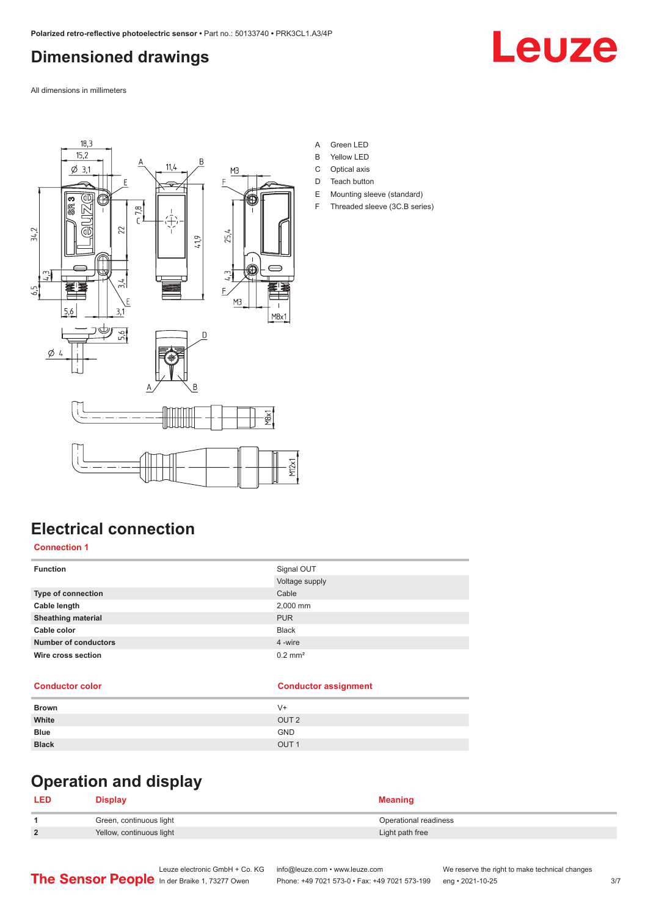# Dimensioned drawings

All dimensions in millimeters

A Green LED
B Yellow LED
C Optical axis
D Teach button
E Mounting sleeve (standard)
F Threaded sleeve (3C.B series)

# Electrical connection

## Connection 1

| Function | Signal OUT |
| --- | --- |
| | Voltage supply |
| **Type of connection** | Cable |
| **Cable length** | 2,000 mm |
| **Sheathing material** | PUR |
| **Cable color** | Black |
| **Number of conductors** | 4 -wire |
| **Wire cross section** | 0.2 mm² |

| Conductor color | Conductor assignment |
| --- | --- |
| **Brown** | V+ |
| **White** | OUT 2 |
| **Blue** | GND |
| **Black** | OUT 1 |

# Operation and display

| LED | Display | Meaning |
| --- | --- | --- |
| **1** | Green, continuous light | Operational readiness |
| **2** | Yellow, continuous light | Light path free |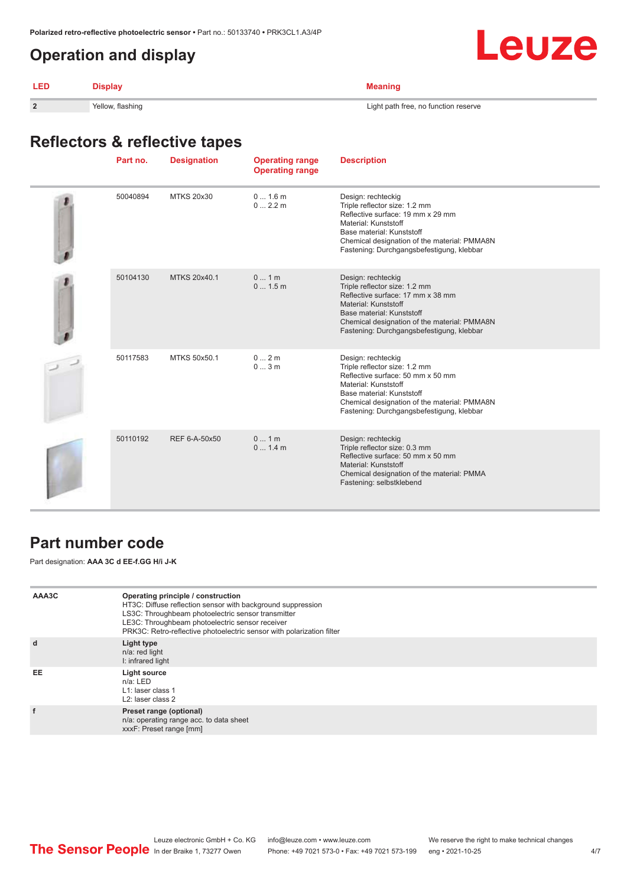## Operation and display

| LED | Display | Meaning |
|---|---|---|
| 2 | Yellow, flashing | Light path free, no function reserve |

## Reflectors & reflective tapes

| | Part no. | Designation | Operating range<br>Operating range | Description |
|---|---|---|---|---|
| | 50040894 | MTKS 20x30 | 0 ... 1.6 m<br>0 ... 2.2 m | Design: rechteckig<br>Triple reflector size: 1.2 mm<br>Reflective surface: 19 mm x 29 mm<br>Material: Kunststoff<br>Base material: Kunststoff<br>Chemical designation of the material: PMMA8N<br>Fastening: Durchgangsbefestigung, klebbar |
| | 50104130 | MTKS 20x40.1 | 0 ... 1 m<br>0 ... 1.5 m | Design: rechteckig<br>Triple reflector size: 1.2 mm<br>Reflective surface: 17 mm x 38 mm<br>Material: Kunststoff<br>Base material: Kunststoff<br>Chemical designation of the material: PMMA8N<br>Fastening: Durchgangsbefestigung, klebbar |
| | 50117583 | MTKS 50x50.1 | 0 ... 2 m<br>0 ... 3 m | Design: rechteckig<br>Triple reflector size: 1.2 mm<br>Reflective surface: 50 mm x 50 mm<br>Material: Kunststoff<br>Base material: Kunststoff<br>Chemical designation of the material: PMMA8N<br>Fastening: Durchgangsbefestigung, klebbar |
| | 50110192 | REF 6-A-50x50 | 0 ... 1 m<br>0 ... 1.4 m | Design: rechteckig<br>Triple reflector size: 0.3 mm<br>Reflective surface: 50 mm x 50 mm<br>Material: Kunststoff<br>Chemical designation of the material: PMMA<br>Fastening: selbstklebend |

## Part number code

Part designation: **AAA 3C d EE-f.GG H/i J-K**

| | |
|---|---|
| AAA3C | **Operating principle / construction**<br>HT3C: Diffuse reflection sensor with background suppression<br>LS3C: Throughbeam photoelectric sensor transmitter<br>LE3C: Throughbeam photoelectric sensor receiver<br>PRK3C: Retro-reflective photoelectric sensor with polarization filter |
| d | **Light type**<br>n/a: red light<br>I: infrared light |
| EE | **Light source**<br>n/a: LED<br>L1: laser class 1<br>L2: laser class 2 |
| f | **Preset range (optional)**<br>n/a: operating range acc. to data sheet<br>xxxF: Preset range [mm] |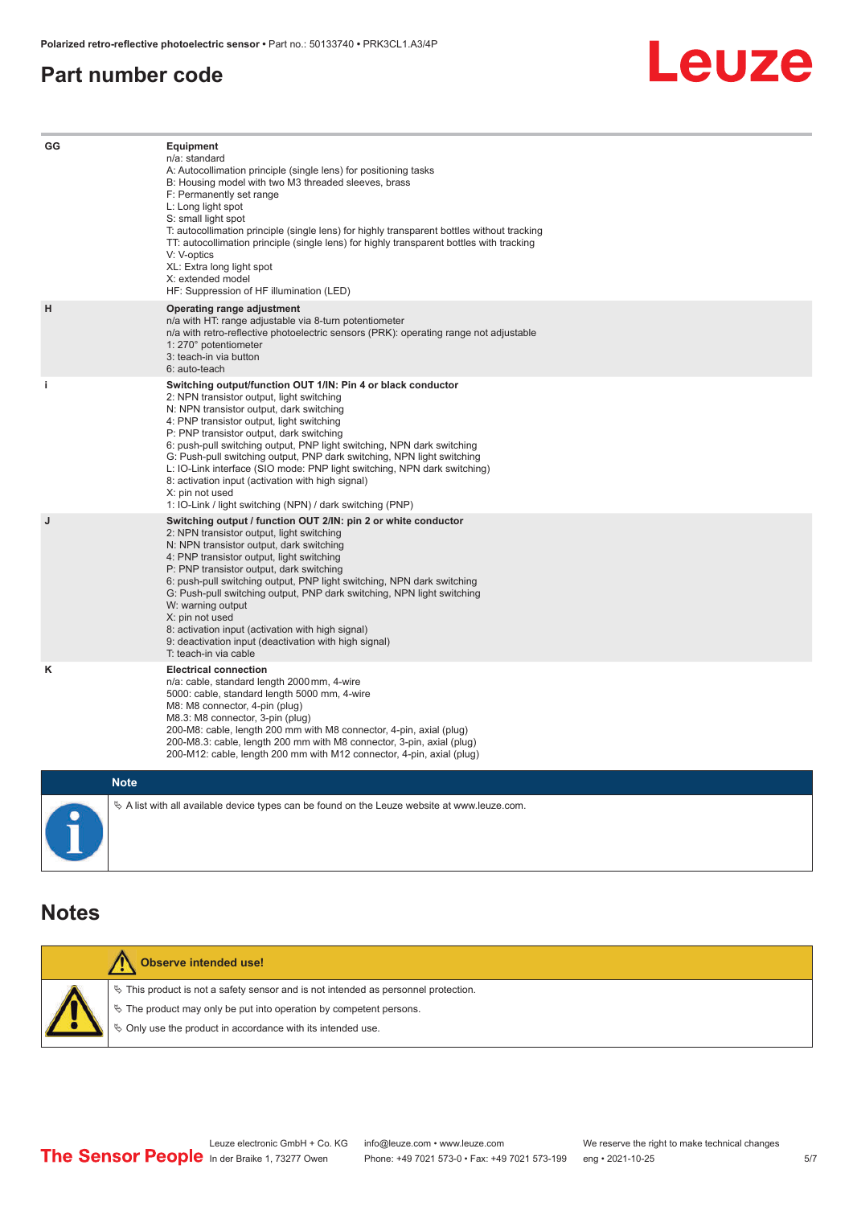## Part number code

| | |
|---|---|
| GG | **Equipment**<br>n/a: standard<br>A: Autocollimation principle (single lens) for positioning tasks<br>B: Housing model with two M3 threaded sleeves, brass<br>F: Permanently set range<br>L: Long light spot<br>S: small light spot<br>T: autocollimation principle (single lens) for highly transparent bottles without tracking<br>TT: autocollimation principle (single lens) for highly transparent bottles with tracking<br>V: V-optics<br>XL: Extra long light spot<br>X: extended model<br>HF: Suppression of HF illumination (LED) |
| H | **Operating range adjustment**<br>n/a with HT: range adjustable via 8-turn potentiometer<br>n/a with retro-reflective photoelectric sensors (PRK): operating range not adjustable<br>1: 270° potentiometer<br>3: teach-in via button<br>6: auto-teach |
| i | **Switching output/function OUT 1/IN: Pin 4 or black conductor**<br>2: NPN transistor output, light switching<br>N: NPN transistor output, dark switching<br>4: PNP transistor output, light switching<br>P: PNP transistor output, dark switching<br>6: push-pull switching output, PNP light switching, NPN dark switching<br>G: Push-pull switching output, PNP dark switching, NPN light switching<br>L: IO-Link interface (SIO mode: PNP light switching, NPN dark switching)<br>8: activation input (activation with high signal)<br>X: pin not used<br>1: IO-Link / light switching (NPN) / dark switching (PNP) |
| J | **Switching output / function OUT 2/IN: pin 2 or white conductor**<br>2: NPN transistor output, light switching<br>N: NPN transistor output, dark switching<br>4: PNP transistor output, light switching<br>P: PNP transistor output, dark switching<br>6: push-pull switching output, PNP light switching, NPN dark switching<br>G: Push-pull switching output, PNP dark switching, NPN light switching<br>W: warning output<br>X: pin not used<br>8: activation input (activation with high signal)<br>9: deactivation input (deactivation with high signal)<br>T: teach-in via cable |
| K | **Electrical connection**<br>n/a: cable, standard length 2000 mm, 4-wire<br>5000: cable, standard length 5000 mm, 4-wire<br>M8: M8 connector, 4-pin (plug)<br>M8.3: M8 connector, 3-pin (plug)<br>200-M8: cable, length 200 mm with M8 connector, 4-pin, axial (plug)<br>200-M8.3: cable, length 200 mm with M8 connector, 3-pin, axial (plug)<br>200-M12: cable, length 200 mm with M12 connector, 4-pin, axial (plug) |

**Note**

- A list with all available device types can be found on the Leuze website at www.leuze.com.

## Notes

**Observe intended use!**

- This product is not a safety sensor and is not intended as personnel protection.
- The product may only be put into operation by competent persons.
- Only use the product in accordance with its intended use.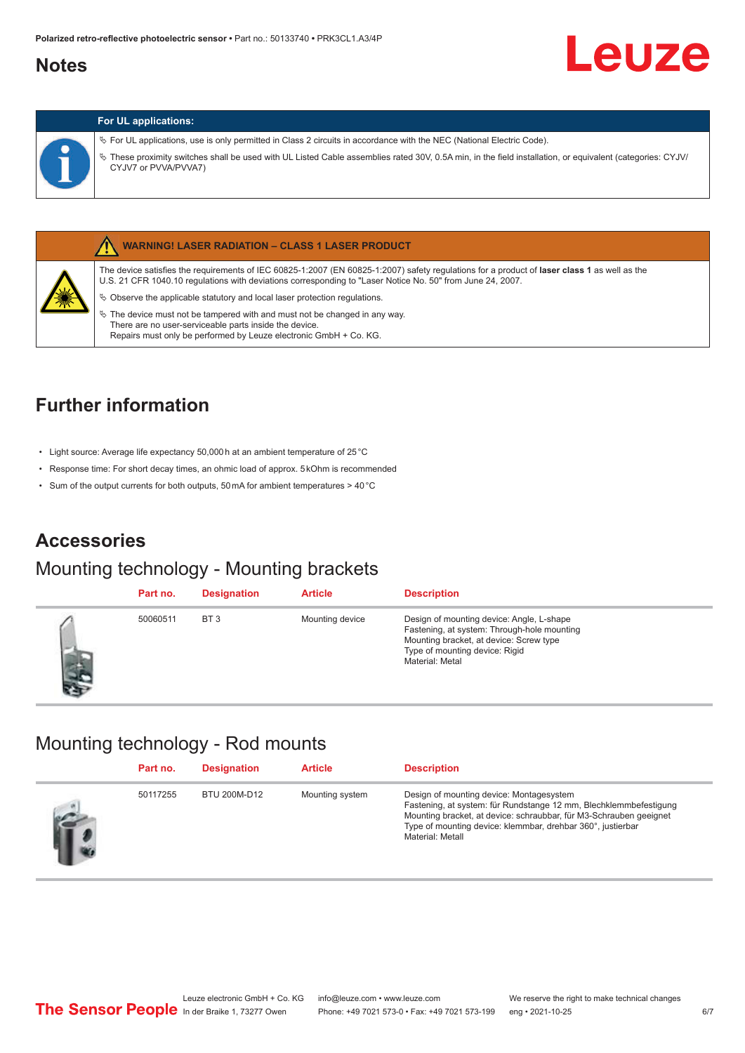## Notes

**For UL applications:**

- For UL applications, use is only permitted in Class 2 circuits in accordance with the NEC (National Electric Code).
- These proximity switches shall be used with UL Listed Cable assemblies rated 30V, 0.5A min, in the field installation, or equivalent (categories: CYJV/CYJV7 or PVVA/PVVA7)

**WARNING! LASER RADIATION – CLASS 1 LASER PRODUCT**

The device satisfies the requirements of IEC 60825-1:2007 (EN 60825-1:2007) safety regulations for a product of **laser class 1** as well as the U.S. 21 CFR 1040.10 regulations with deviations corresponding to "Laser Notice No. 50" from June 24, 2007.

- Observe the applicable statutory and local laser protection regulations.
- The device must not be tampered with and must not be changed in any way.
  There are no user-serviceable parts inside the device.
  Repairs must only be performed by Leuze electronic GmbH + Co. KG.

## Further information

- Light source: Average life expectancy 50,000 h at an ambient temperature of 25 °C
- Response time: For short decay times, an ohmic load of approx. 5 kOhm is recommended
- Sum of the output currents for both outputs, 50 mA for ambient temperatures > 40 °C

## Accessories

### Mounting technology - Mounting brackets

| Part no. | Designation | Article | Description |
|---|---|---|---|
| 50060511 | BT 3 | Mounting device | Design of mounting device: Angle, L-shape<br>Fastening, at system: Through-hole mounting<br>Mounting bracket, at device: Screw type<br>Type of mounting device: Rigid<br>Material: Metal |

### Mounting technology - Rod mounts

| Part no. | Designation | Article | Description |
|---|---|---|---|
| 50117255 | BTU 200M-D12 | Mounting system | Design of mounting device: Montagesystem<br>Fastening, at system: für Rundstange 12 mm, Blechklemmbefestigung<br>Mounting bracket, at device: schraubbar, für M3-Schrauben geeignet<br>Type of mounting device: klemmbar, drehbar 360°, justierbar<br>Material: Metall |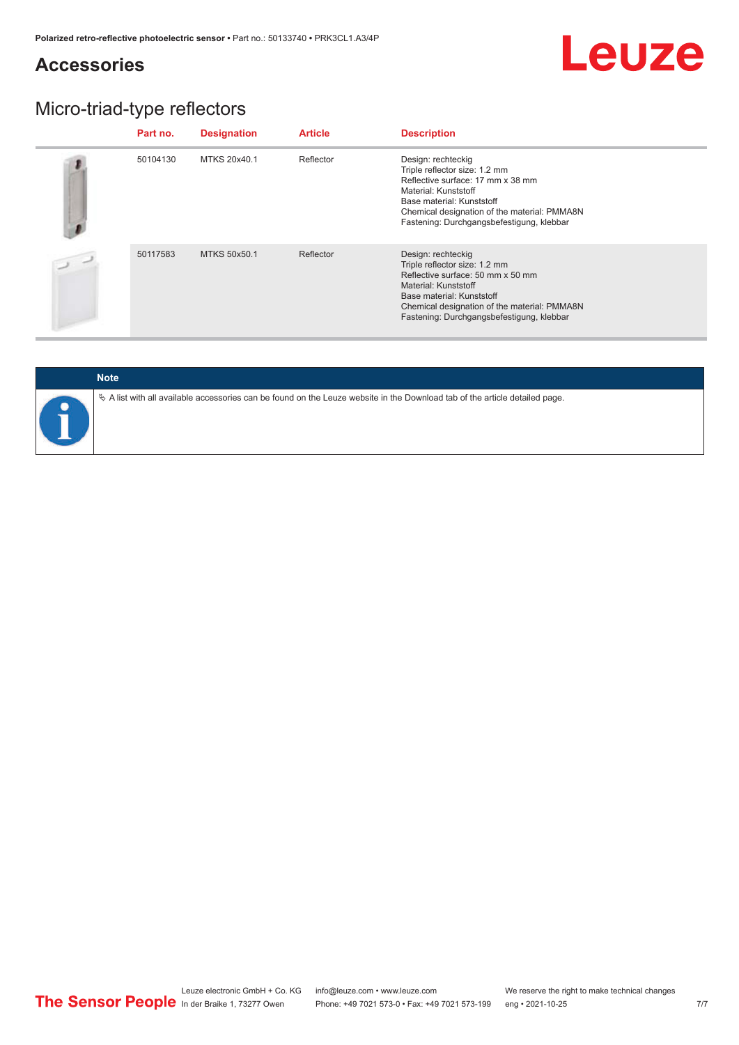## Accessories

# Micro-triad-type reflectors

| | Part no. | Designation | Article | Description |
|---|---|---|---|---|
| | 50104130 | MTKS 20x40.1 | Reflector | Design: rechteckig<br>Triple reflector size: 1.2 mm<br>Reflective surface: 17 mm x 38 mm<br>Material: Kunststoff<br>Base material: Kunststoff<br>Chemical designation of the material: PMMA8N<br>Fastening: Durchgangsbefestigung, klebbar |
| | 50117583 | MTKS 50x50.1 | Reflector | Design: rechteckig<br>Triple reflector size: 1.2 mm<br>Reflective surface: 50 mm x 50 mm<br>Material: Kunststoff<br>Base material: Kunststoff<br>Chemical designation of the material: PMMA8N<br>Fastening: Durchgangsbefestigung, klebbar |

**Note**

↳ A list with all available accessories can be found on the Leuze website in the Download tab of the article detailed page.